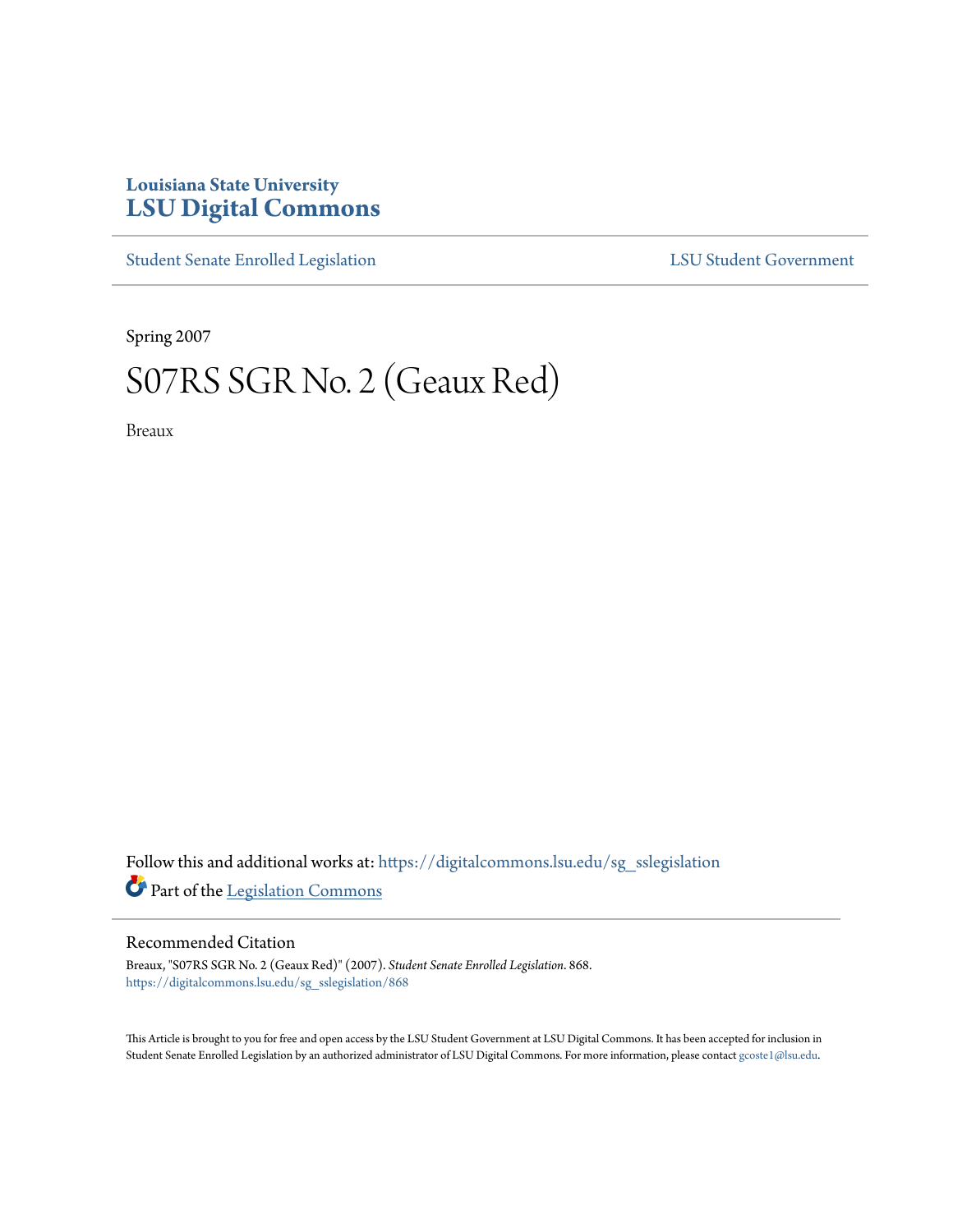Louisiana State University
# LSU Digital Commons

Student Senate Enrolled Legislation | LSU Student Government

Spring 2007

# S07RS SGR No. 2 (Geaux Red)

Breaux

Follow this and additional works at: https://digitalcommons.lsu.edu/sg_sslegislation

Part of the Legislation Commons

## Recommended Citation

Breaux, "S07RS SGR No. 2 (Geaux Red)" (2007). *Student Senate Enrolled Legislation*. 868.
https://digitalcommons.lsu.edu/sg_sslegislation/868

This Article is brought to you for free and open access by the LSU Student Government at LSU Digital Commons. It has been accepted for inclusion in Student Senate Enrolled Legislation by an authorized administrator of LSU Digital Commons. For more information, please contact gcoste1@lsu.edu.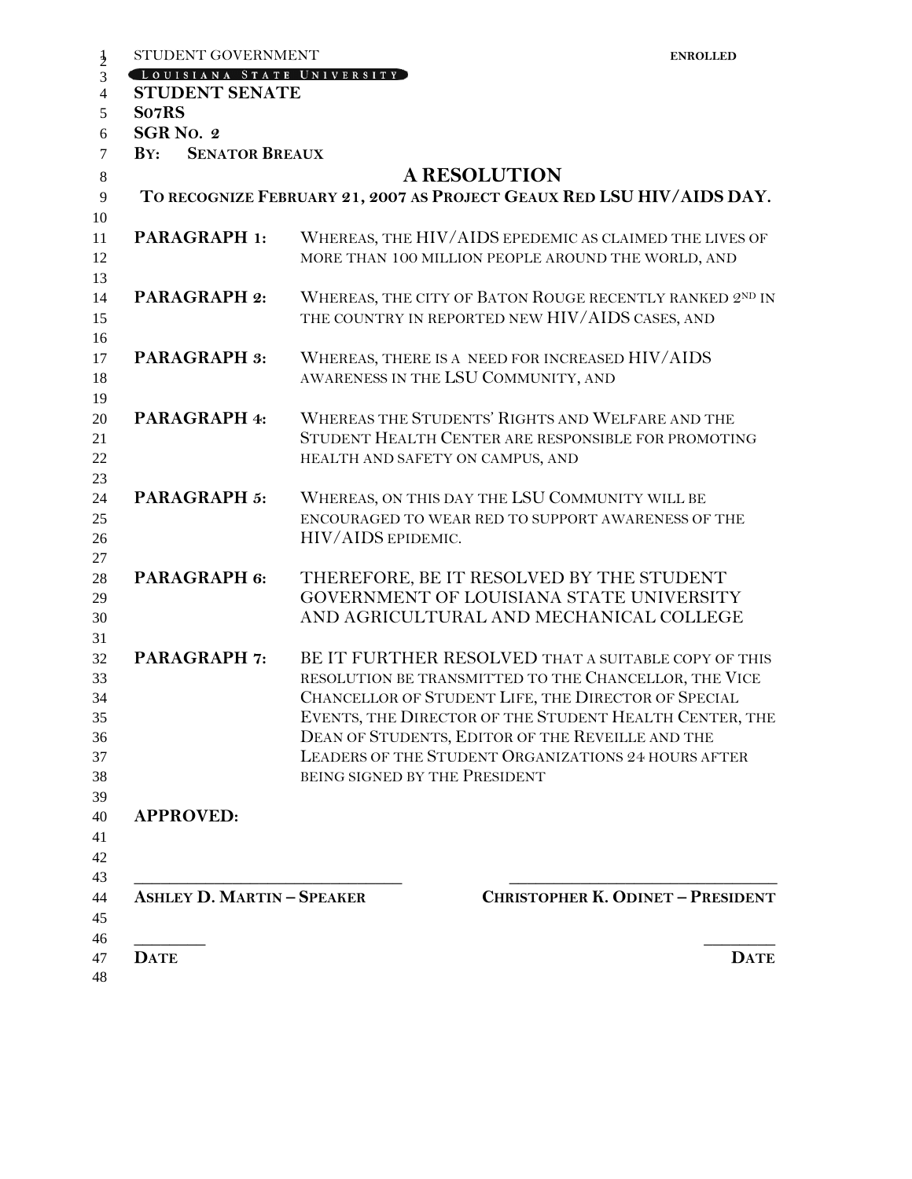STUDENT GOVERNMENT **ENROLLED**

LOUISIANA STATE UNIVERSITY

**STUDENT SENATE**

**S07RS**

**SGR NO. 2**

**BY: SENATOR BREAUX**

# A RESOLUTION

**TO RECOGNIZE FEBRUARY 21, 2007 AS PROJECT GEAUX RED LSU HIV/AIDS DAY.**

**PARAGRAPH 1:** WHEREAS, THE HIV/AIDS EPEDEMIC AS CLAIMED THE LIVES OF MORE THAN 100 MILLION PEOPLE AROUND THE WORLD, AND

**PARAGRAPH 2:** WHEREAS, THE CITY OF BATON ROUGE RECENTLY RANKED 2ND IN THE COUNTRY IN REPORTED NEW HIV/AIDS CASES, AND

**PARAGRAPH 3:** WHEREAS, THERE IS A NEED FOR INCREASED HIV/AIDS AWARENESS IN THE LSU COMMUNITY, AND

**PARAGRAPH 4:** WHEREAS THE STUDENTS' RIGHTS AND WELFARE AND THE STUDENT HEALTH CENTER ARE RESPONSIBLE FOR PROMOTING HEALTH AND SAFETY ON CAMPUS, AND

**PARAGRAPH 5:** WHEREAS, ON THIS DAY THE LSU COMMUNITY WILL BE ENCOURAGED TO WEAR RED TO SUPPORT AWARENESS OF THE HIV/AIDS EPIDEMIC.

**PARAGRAPH 6:** THEREFORE, BE IT RESOLVED BY THE STUDENT GOVERNMENT OF LOUISIANA STATE UNIVERSITY AND AGRICULTURAL AND MECHANICAL COLLEGE

**PARAGRAPH 7:** BE IT FURTHER RESOLVED THAT A SUITABLE COPY OF THIS RESOLUTION BE TRANSMITTED TO THE CHANCELLOR, THE VICE CHANCELLOR OF STUDENT LIFE, THE DIRECTOR OF SPECIAL EVENTS, THE DIRECTOR OF THE STUDENT HEALTH CENTER, THE DEAN OF STUDENTS, EDITOR OF THE REVEILLE AND THE LEADERS OF THE STUDENT ORGANIZATIONS 24 HOURS AFTER BEING SIGNED BY THE PRESIDENT

**APPROVED:**

_______________________________ _______________________________

**ASHLEY D. MARTIN – SPEAKER** **CHRISTOPHER K. ODINET – PRESIDENT**

________ ________

**DATE** **DATE**